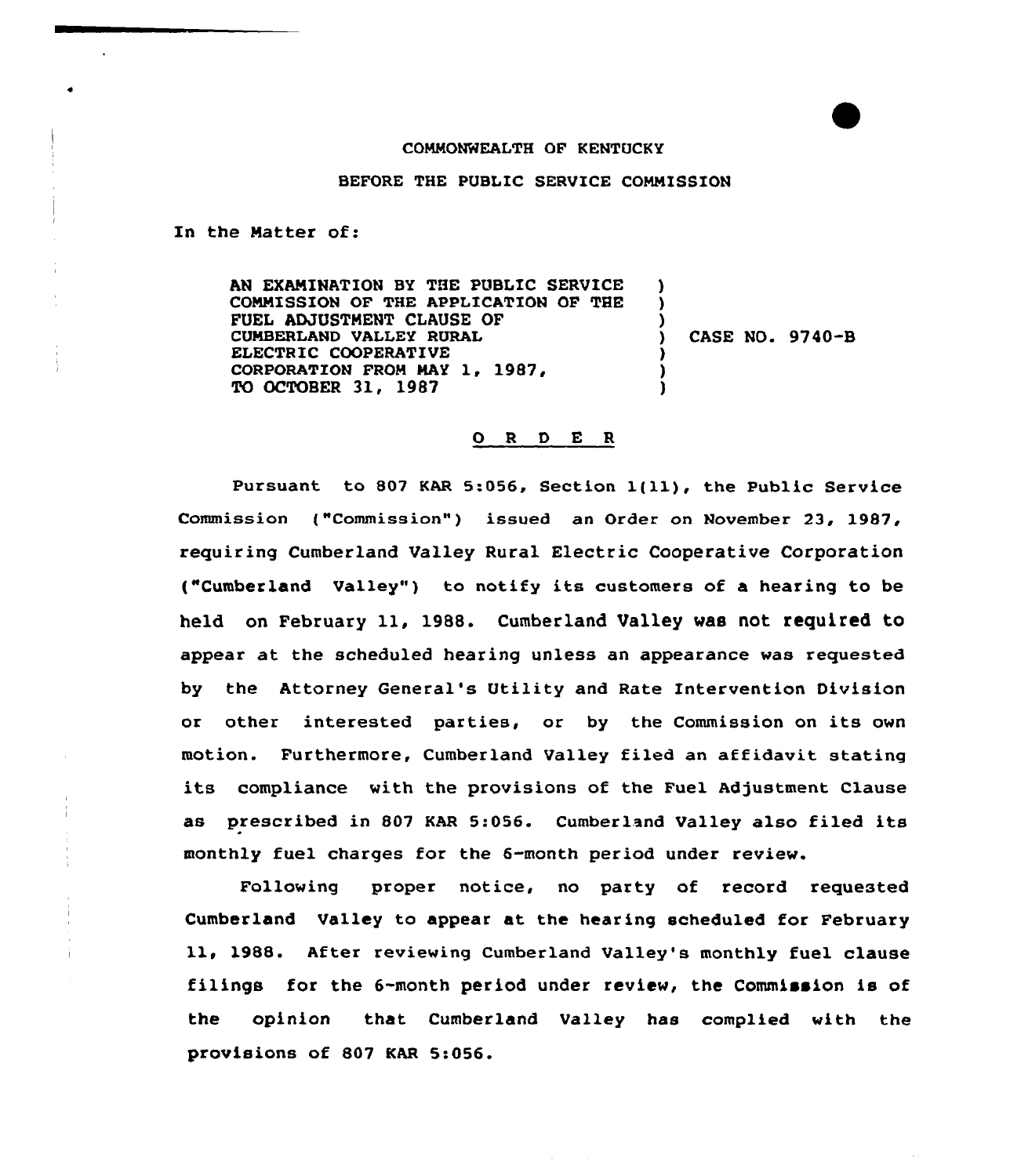COMMONWEALTH OF KENTUCKY

BEFORE THE PUBLIC SERVICE COMMISSION

In the Matter of:

AN EXAMINATION BY THE PUBLIC SERVICE COMMISSION OF THE APPLICATION OF THE FUEL ADJUSTMENT CLAUSE OF CUMBERLAND VALLEY RURAL ELECTRIC COOPERATIVE CORPORATION FROM MAY 1, 1987, TO OCTOBER 31, 1987 ) CASE NO. 9740-B

# O R D E R

Pursuant to 807 KAR 5:056, Section 1(11), the Public Service Commission ("Commission") issued an Order on November 23, 1987, requiring Cumberland Valley Rural Electric Cooperative Corporation ("Cumberland Valley") to notify its customers of a hearing to be held on February 11, 1988. Cumberland Valley was not required to appear at the scheduled hearing unless an appearance was requested by the Attorney General's Utility and Rate Intervention Division or other interested parties, or by the Commission on its own motion. Furthermore, Cumberland Valley filed an affidavit stating its compliance with the provisions of the Fuel Adjustment Clause as prescribed in 807 KAR 5:056. Cumberland Valley also filed its monthly fuel charges for the 6-month period under review.

Following proper notice, no party of record requested Cumberland Valley to appear at the hearing scheduled for February 11, 1988. After reviewing Cumberland Valley's monthly fuel clause filings for the 6-month period under review, the Commission is of the opinion that Cumberland Valley has complied with the provisions of 807 KAR 5:056.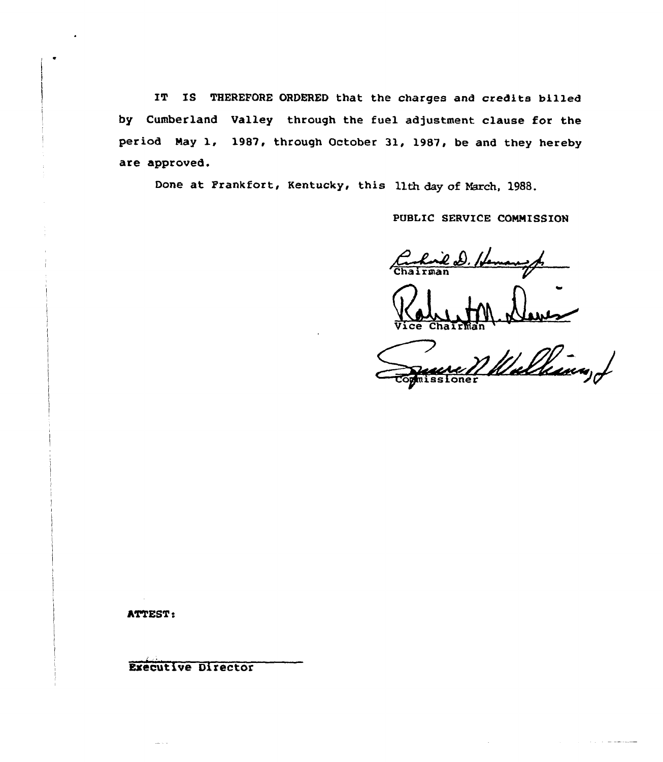IT IS THEREFORE ORDERED that the charges and credits billed by Cumberland Valley through the fuel adjustment clause for the period May 1, 1987, through October 31, 1987, be and they hereby are approved.

Done at Frankfort, Kentucky, this 11th day of March, 1988.

PUBLIC SERVICE COMMISSION

Chairman

Vice Chairman

Commissioner

ATTEST:

Executive Director